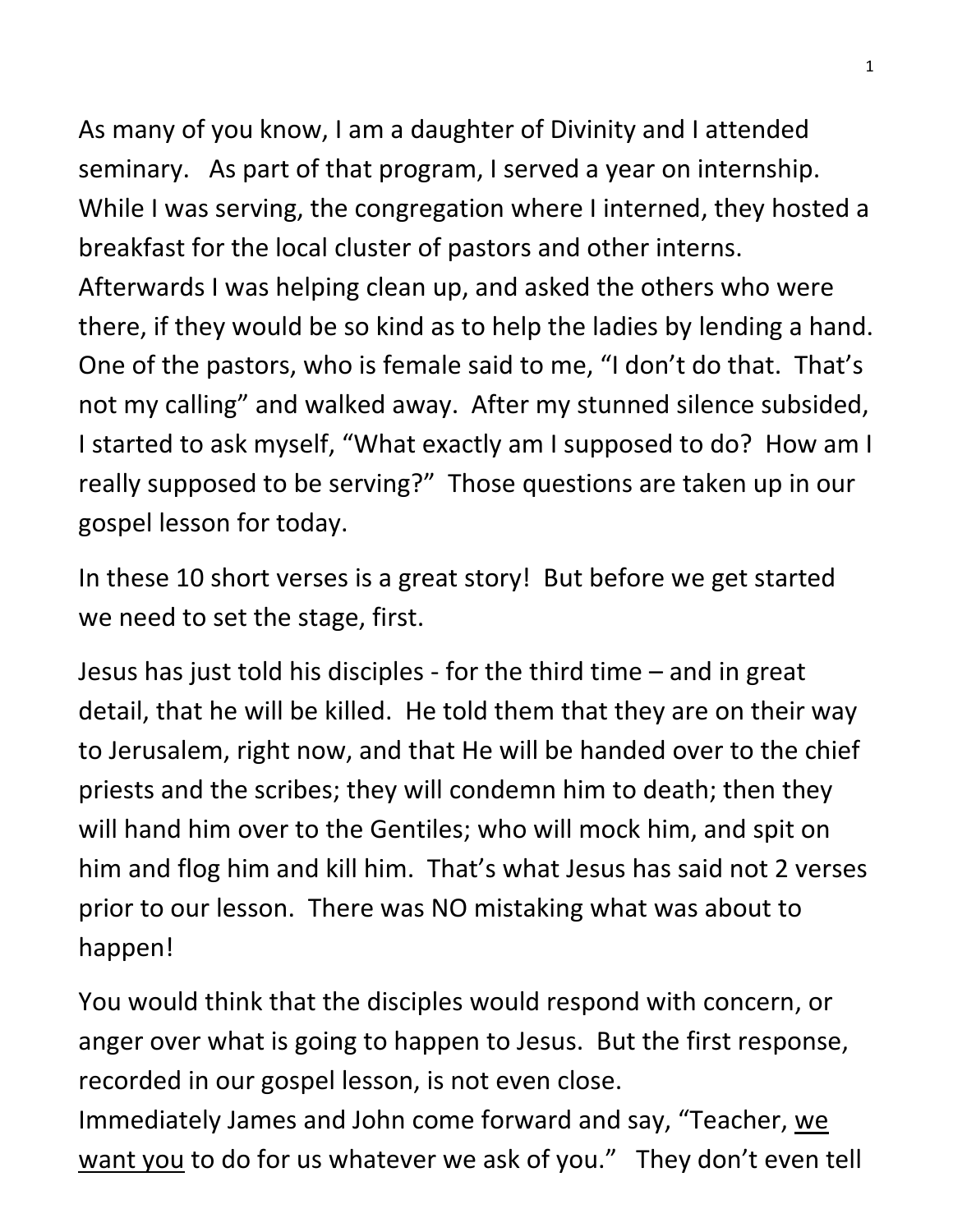As many of you know, I am a daughter of Divinity and I attended seminary. As part of that program, I served a year on internship. While I was serving, the congregation where I interned, they hosted a breakfast for the local cluster of pastors and other interns. Afterwards I was helping clean up, and asked the others who were there, if they would be so kind as to help the ladies by lending a hand. One of the pastors, who is female said to me, "I don't do that. That's not my calling" and walked away. After my stunned silence subsided, I started to ask myself, "What exactly am I supposed to do? How am I really supposed to be serving?" Those questions are taken up in our gospel lesson for today.

In these 10 short verses is a great story! But before we get started we need to set the stage, first.

Jesus has just told his disciples - for the third time – and in great detail, that he will be killed. He told them that they are on their way to Jerusalem, right now, and that He will be handed over to the chief priests and the scribes; they will condemn him to death; then they will hand him over to the Gentiles; who will mock him, and spit on him and flog him and kill him. That's what Jesus has said not 2 verses prior to our lesson. There was NO mistaking what was about to happen!

You would think that the disciples would respond with concern, or anger over what is going to happen to Jesus. But the first response, recorded in our gospel lesson, is not even close.
Immediately James and John come forward and say, "Teacher, <u>we want you</u> to do for us whatever we ask of you." They don't even tell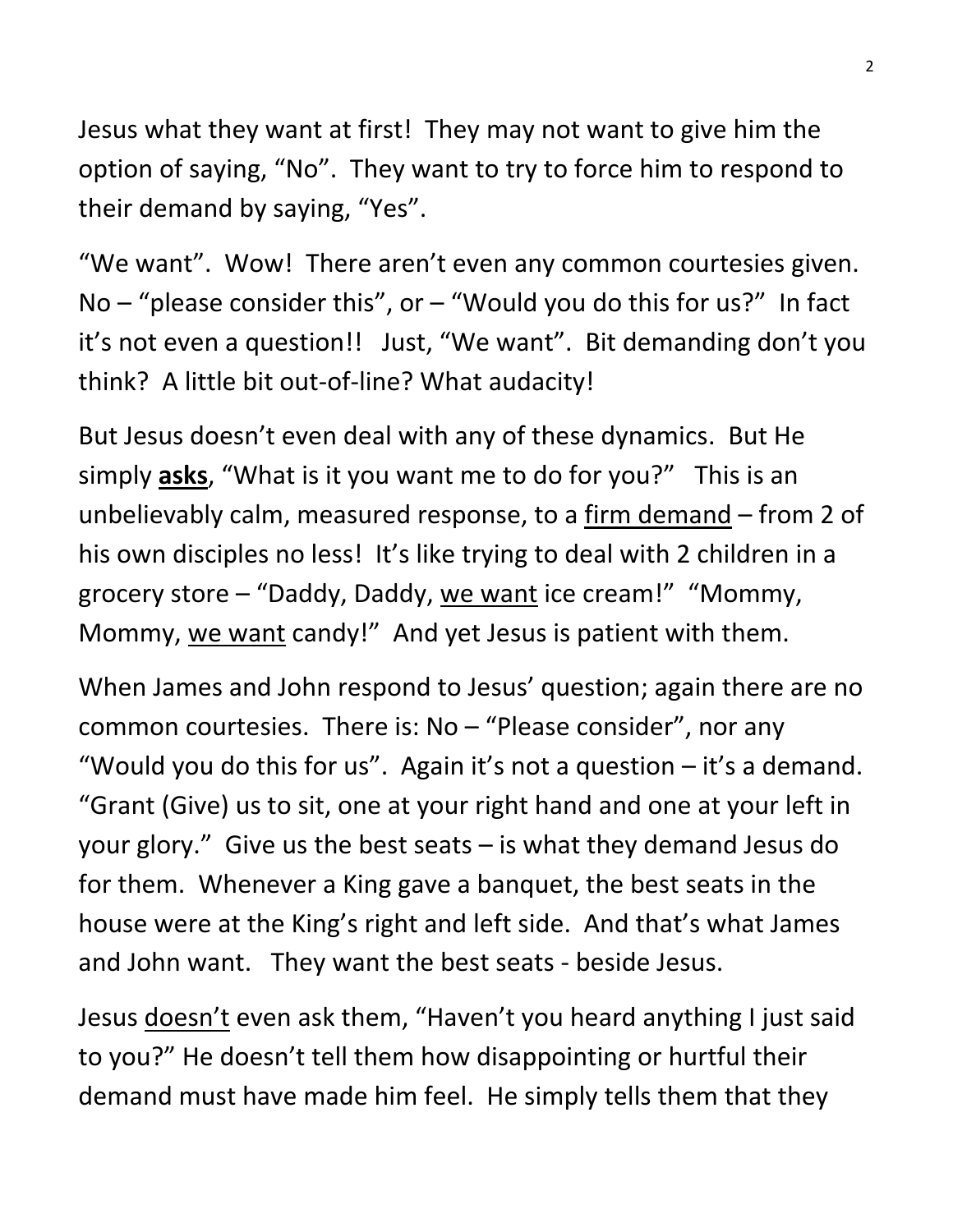Jesus what they want at first! They may not want to give him the option of saying, "No". They want to try to force him to respond to their demand by saying, "Yes".

"We want". Wow! There aren't even any common courtesies given. No – "please consider this", or – "Would you do this for us?" In fact it's not even a question!! Just, "We want". Bit demanding don't you think? A little bit out-of-line? What audacity!

But Jesus doesn't even deal with any of these dynamics. But He simply **<u>asks</u>**, "What is it you want me to do for you?" This is an unbelievably calm, measured response, to a <u>firm demand</u> – from 2 of his own disciples no less! It's like trying to deal with 2 children in a grocery store – "Daddy, Daddy, <u>we want</u> ice cream!" "Mommy, Mommy, <u>we want</u> candy!" And yet Jesus is patient with them.

When James and John respond to Jesus' question; again there are no common courtesies. There is: No – "Please consider", nor any "Would you do this for us". Again it's not a question – it's a demand. "Grant (Give) us to sit, one at your right hand and one at your left in your glory." Give us the best seats – is what they demand Jesus do for them. Whenever a King gave a banquet, the best seats in the house were at the King's right and left side. And that's what James and John want. They want the best seats - beside Jesus.

Jesus <u>doesn't</u> even ask them, "Haven't you heard anything I just said to you?" He doesn't tell them how disappointing or hurtful their demand must have made him feel. He simply tells them that they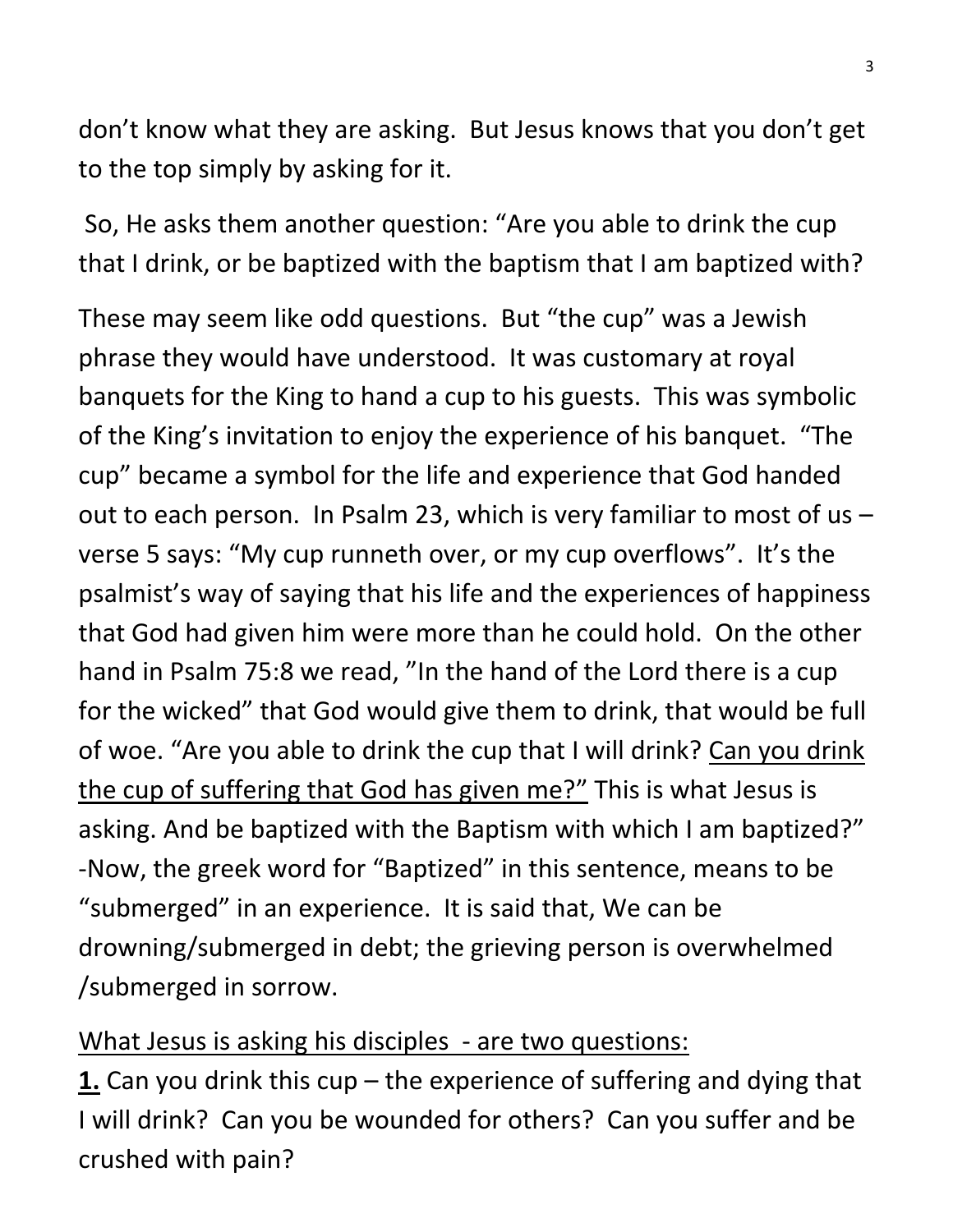don't know what they are asking. But Jesus knows that you don't get to the top simply by asking for it.

So, He asks them another question: "Are you able to drink the cup that I drink, or be baptized with the baptism that I am baptized with?

These may seem like odd questions. But "the cup" was a Jewish phrase they would have understood. It was customary at royal banquets for the King to hand a cup to his guests. This was symbolic of the King's invitation to enjoy the experience of his banquet. "The cup" became a symbol for the life and experience that God handed out to each person. In Psalm 23, which is very familiar to most of us – verse 5 says: "My cup runneth over, or my cup overflows". It's the psalmist's way of saying that his life and the experiences of happiness that God had given him were more than he could hold. On the other hand in Psalm 75:8 we read, "In the hand of the Lord there is a cup for the wicked" that God would give them to drink, that would be full of woe. "Are you able to drink the cup that I will drink? <u>Can you drink the cup of suffering that God has given me?"</u> This is what Jesus is asking. And be baptized with the Baptism with which I am baptized?" -Now, the greek word for "Baptized" in this sentence, means to be "submerged" in an experience. It is said that, We can be drowning/submerged in debt; the grieving person is overwhelmed /submerged in sorrow.

<u>What Jesus is asking his disciples - are two questions:</u>

**<u>1.</u>** Can you drink this cup – the experience of suffering and dying that I will drink? Can you be wounded for others? Can you suffer and be crushed with pain?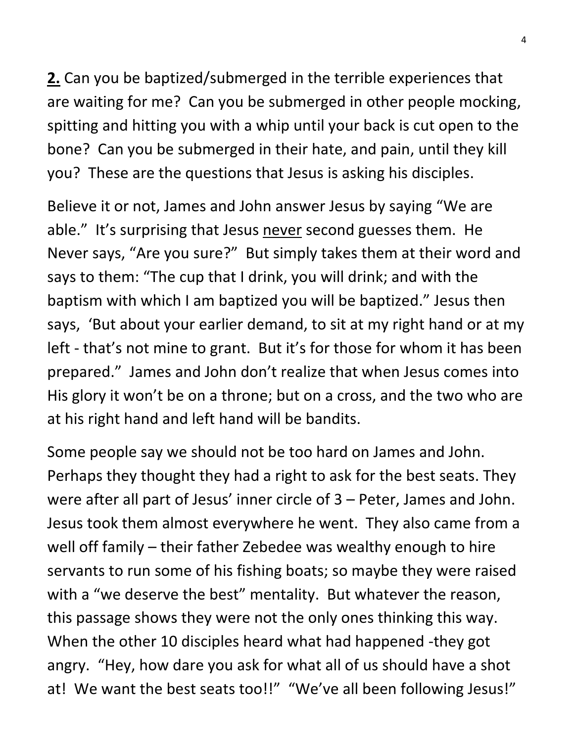**2.** Can you be baptized/submerged in the terrible experiences that are waiting for me? Can you be submerged in other people mocking, spitting and hitting you with a whip until your back is cut open to the bone? Can you be submerged in their hate, and pain, until they kill you? These are the questions that Jesus is asking his disciples.

Believe it or not, James and John answer Jesus by saying "We are able." It's surprising that Jesus <u>never</u> second guesses them. He Never says, "Are you sure?" But simply takes them at their word and says to them: "The cup that I drink, you will drink; and with the baptism with which I am baptized you will be baptized." Jesus then says, 'But about your earlier demand, to sit at my right hand or at my left - that's not mine to grant. But it's for those for whom it has been prepared." James and John don't realize that when Jesus comes into His glory it won't be on a throne; but on a cross, and the two who are at his right hand and left hand will be bandits.

Some people say we should not be too hard on James and John. Perhaps they thought they had a right to ask for the best seats. They were after all part of Jesus' inner circle of 3 – Peter, James and John. Jesus took them almost everywhere he went. They also came from a well off family – their father Zebedee was wealthy enough to hire servants to run some of his fishing boats; so maybe they were raised with a "we deserve the best" mentality. But whatever the reason, this passage shows they were not the only ones thinking this way. When the other 10 disciples heard what had happened -they got angry. "Hey, how dare you ask for what all of us should have a shot at! We want the best seats too!!" "We've all been following Jesus!"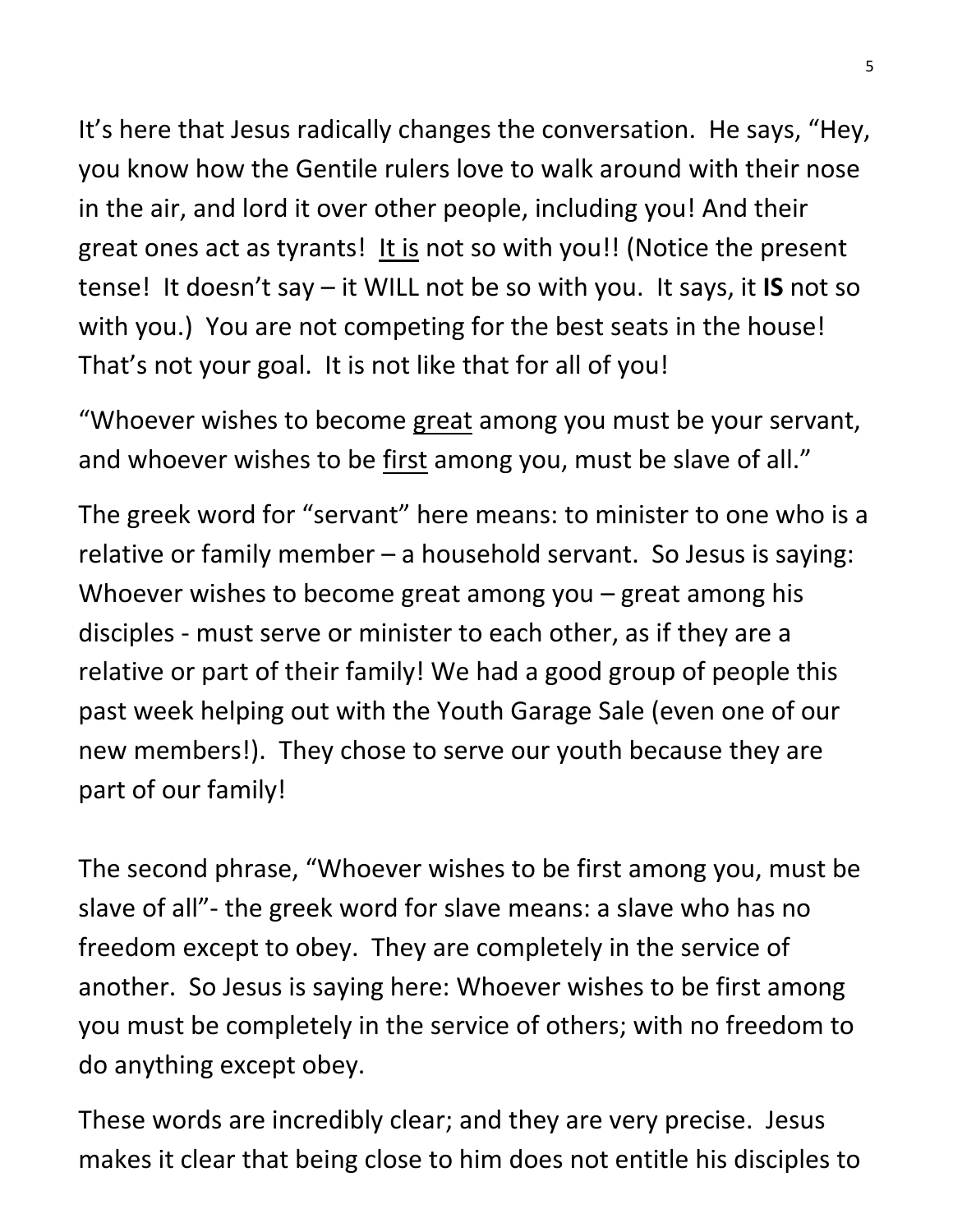It's here that Jesus radically changes the conversation. He says, "Hey, you know how the Gentile rulers love to walk around with their nose in the air, and lord it over other people, including you! And their great ones act as tyrants! <u>It is</u> not so with you!! (Notice the present tense! It doesn't say – it WILL not be so with you. It says, it **IS** not so with you.) You are not competing for the best seats in the house! That's not your goal. It is not like that for all of you!

"Whoever wishes to become <u>great</u> among you must be your servant, and whoever wishes to be <u>first</u> among you, must be slave of all."

The greek word for "servant" here means: to minister to one who is a relative or family member – a household servant. So Jesus is saying: Whoever wishes to become great among you – great among his disciples - must serve or minister to each other, as if they are a relative or part of their family! We had a good group of people this past week helping out with the Youth Garage Sale (even one of our new members!). They chose to serve our youth because they are part of our family!

The second phrase, "Whoever wishes to be first among you, must be slave of all"- the greek word for slave means: a slave who has no freedom except to obey. They are completely in the service of another. So Jesus is saying here: Whoever wishes to be first among you must be completely in the service of others; with no freedom to do anything except obey.

These words are incredibly clear; and they are very precise. Jesus makes it clear that being close to him does not entitle his disciples to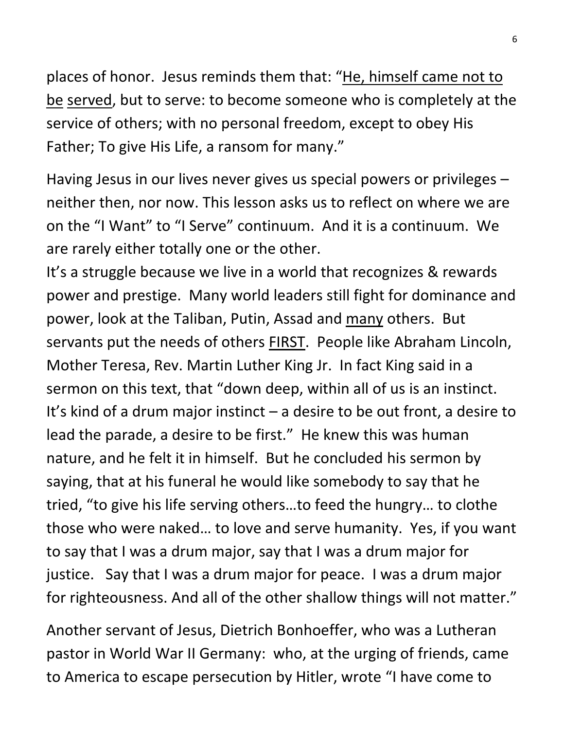places of honor. Jesus reminds them that: "<u>He, himself came not to be</u> <u>served</u>, but to serve: to become someone who is completely at the service of others; with no personal freedom, except to obey His Father; To give His Life, a ransom for many."

Having Jesus in our lives never gives us special powers or privileges – neither then, nor now. This lesson asks us to reflect on where we are on the "I Want" to "I Serve" continuum. And it is a continuum. We are rarely either totally one or the other.

It's a struggle because we live in a world that recognizes & rewards power and prestige. Many world leaders still fight for dominance and power, look at the Taliban, Putin, Assad and <u>many</u> others. But servants put the needs of others <u>FIRST</u>. People like Abraham Lincoln, Mother Teresa, Rev. Martin Luther King Jr. In fact King said in a sermon on this text, that "down deep, within all of us is an instinct. It's kind of a drum major instinct – a desire to be out front, a desire to lead the parade, a desire to be first." He knew this was human nature, and he felt it in himself. But he concluded his sermon by saying, that at his funeral he would like somebody to say that he tried, "to give his life serving others…to feed the hungry… to clothe those who were naked… to love and serve humanity. Yes, if you want to say that I was a drum major, say that I was a drum major for justice. Say that I was a drum major for peace. I was a drum major for righteousness. And all of the other shallow things will not matter."

Another servant of Jesus, Dietrich Bonhoeffer, who was a Lutheran pastor in World War II Germany: who, at the urging of friends, came to America to escape persecution by Hitler, wrote "I have come to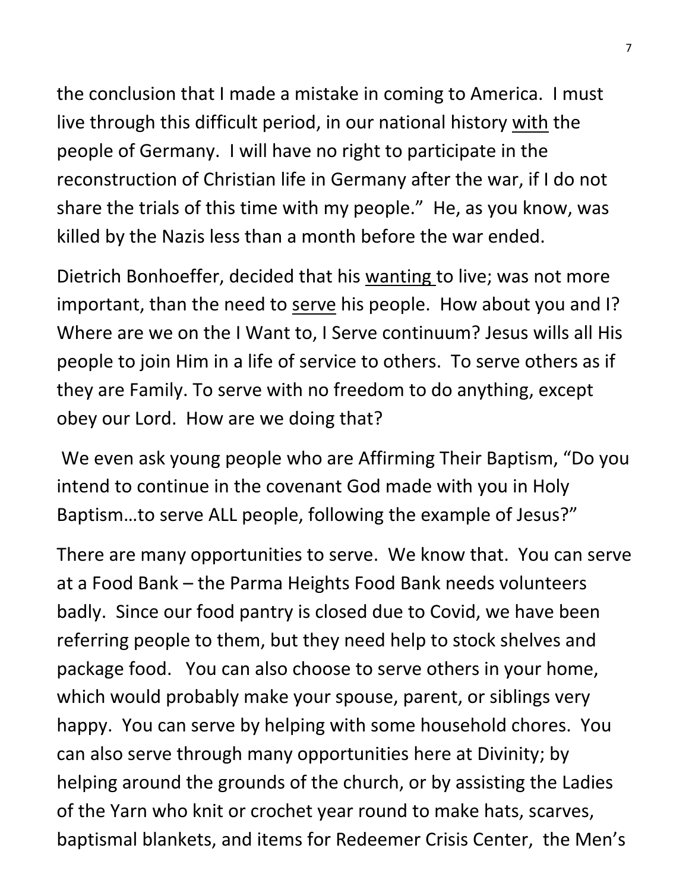the conclusion that I made a mistake in coming to America. I must live through this difficult period, in our national history <u>with</u> the people of Germany. I will have no right to participate in the reconstruction of Christian life in Germany after the war, if I do not share the trials of this time with my people." He, as you know, was killed by the Nazis less than a month before the war ended.

Dietrich Bonhoeffer, decided that his <u>wanting</u> to live; was not more important, than the need to <u>serve</u> his people. How about you and I? Where are we on the I Want to, I Serve continuum? Jesus wills all His people to join Him in a life of service to others. To serve others as if they are Family. To serve with no freedom to do anything, except obey our Lord. How are we doing that?

We even ask young people who are Affirming Their Baptism, "Do you intend to continue in the covenant God made with you in Holy Baptism…to serve ALL people, following the example of Jesus?"

There are many opportunities to serve. We know that. You can serve at a Food Bank – the Parma Heights Food Bank needs volunteers badly. Since our food pantry is closed due to Covid, we have been referring people to them, but they need help to stock shelves and package food. You can also choose to serve others in your home, which would probably make your spouse, parent, or siblings very happy. You can serve by helping with some household chores. You can also serve through many opportunities here at Divinity; by helping around the grounds of the church, or by assisting the Ladies of the Yarn who knit or crochet year round to make hats, scarves, baptismal blankets, and items for Redeemer Crisis Center, the Men's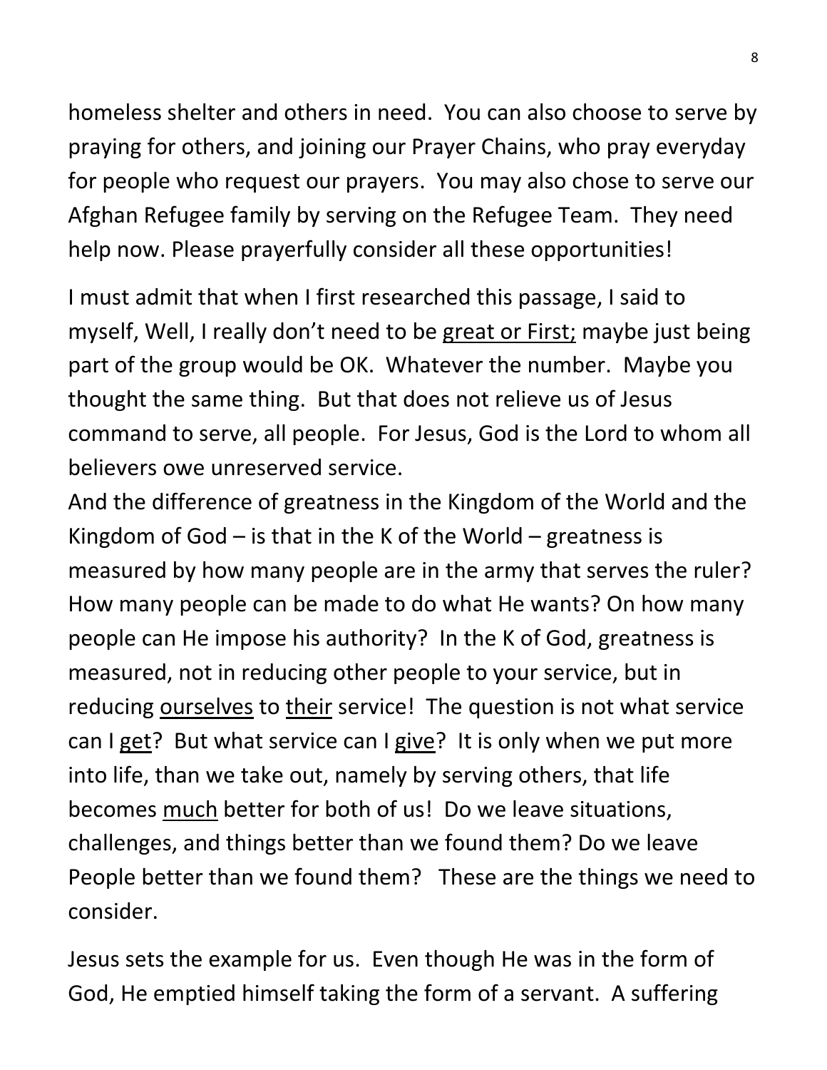homeless shelter and others in need. You can also choose to serve by praying for others, and joining our Prayer Chains, who pray everyday for people who request our prayers. You may also chose to serve our Afghan Refugee family by serving on the Refugee Team. They need help now. Please prayerfully consider all these opportunities!

I must admit that when I first researched this passage, I said to myself, Well, I really don't need to be <u>great or First;</u> maybe just being part of the group would be OK. Whatever the number. Maybe you thought the same thing. But that does not relieve us of Jesus command to serve, all people. For Jesus, God is the Lord to whom all believers owe unreserved service.

And the difference of greatness in the Kingdom of the World and the Kingdom of God – is that in the K of the World – greatness is measured by how many people are in the army that serves the ruler? How many people can be made to do what He wants? On how many people can He impose his authority? In the K of God, greatness is measured, not in reducing other people to your service, but in reducing <u>ourselves</u> to <u>their</u> service! The question is not what service can I <u>get</u>? But what service can I <u>give</u>? It is only when we put more into life, than we take out, namely by serving others, that life becomes <u>much</u> better for both of us! Do we leave situations, challenges, and things better than we found them? Do we leave People better than we found them? These are the things we need to consider.

Jesus sets the example for us. Even though He was in the form of God, He emptied himself taking the form of a servant. A suffering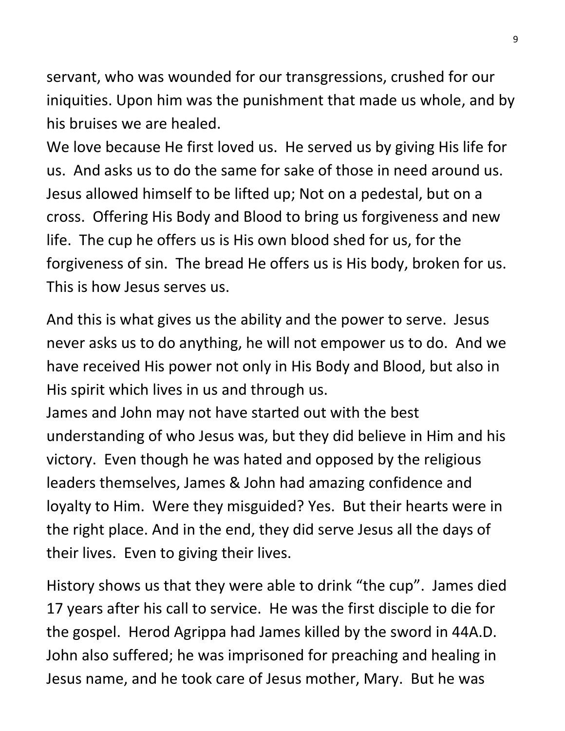servant, who was wounded for our transgressions, crushed for our iniquities. Upon him was the punishment that made us whole, and by his bruises we are healed.

We love because He first loved us. He served us by giving His life for us. And asks us to do the same for sake of those in need around us. Jesus allowed himself to be lifted up; Not on a pedestal, but on a cross. Offering His Body and Blood to bring us forgiveness and new life. The cup he offers us is His own blood shed for us, for the forgiveness of sin. The bread He offers us is His body, broken for us. This is how Jesus serves us.

And this is what gives us the ability and the power to serve. Jesus never asks us to do anything, he will not empower us to do. And we have received His power not only in His Body and Blood, but also in His spirit which lives in us and through us.

James and John may not have started out with the best understanding of who Jesus was, but they did believe in Him and his victory. Even though he was hated and opposed by the religious leaders themselves, James & John had amazing confidence and loyalty to Him. Were they misguided? Yes. But their hearts were in the right place. And in the end, they did serve Jesus all the days of their lives. Even to giving their lives.

History shows us that they were able to drink "the cup". James died 17 years after his call to service. He was the first disciple to die for the gospel. Herod Agrippa had James killed by the sword in 44A.D. John also suffered; he was imprisoned for preaching and healing in Jesus name, and he took care of Jesus mother, Mary. But he was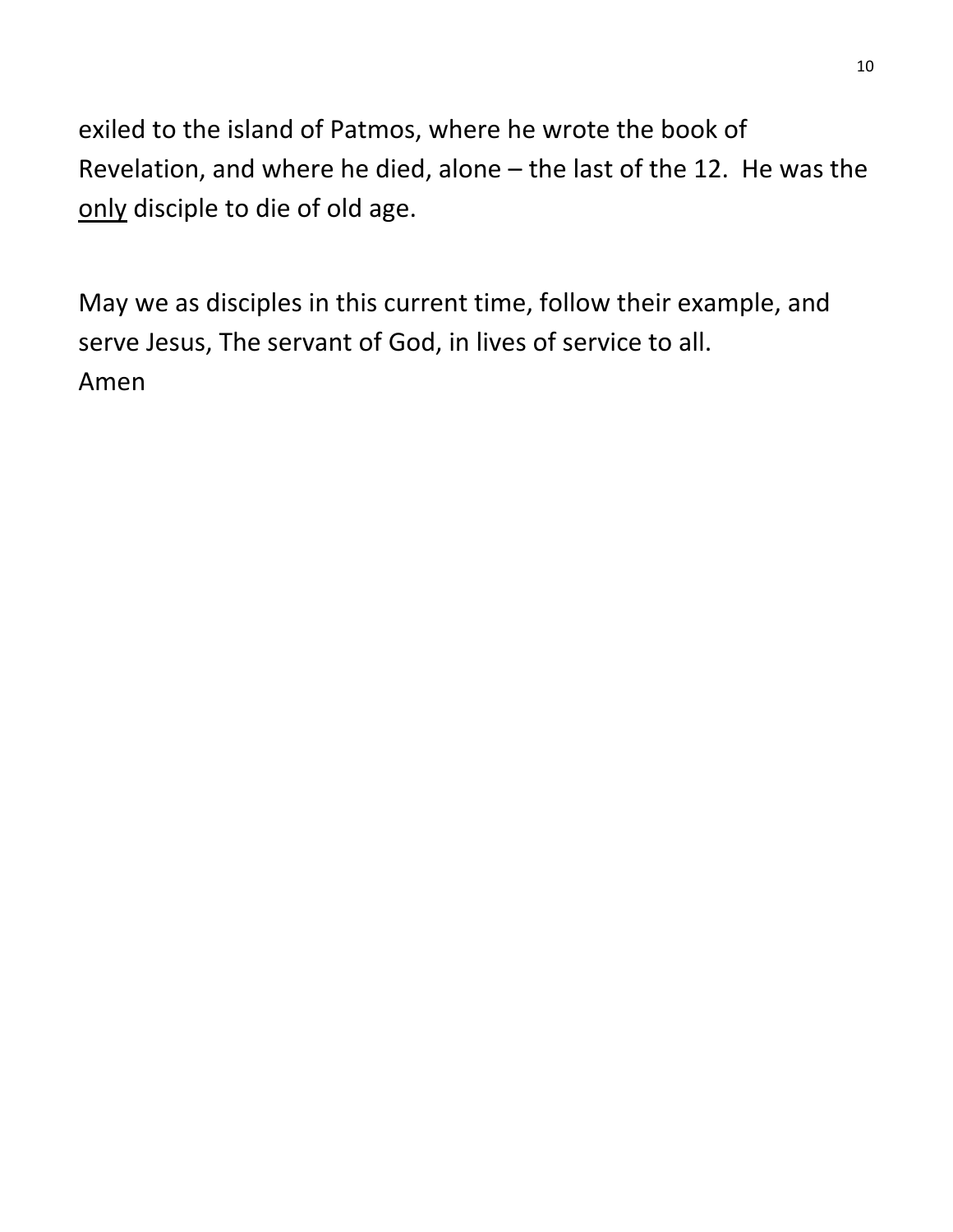exiled to the island of Patmos, where he wrote the book of Revelation, and where he died, alone – the last of the 12. He was the <u>only</u> disciple to die of old age.

May we as disciples in this current time, follow their example, and serve Jesus, The servant of God, in lives of service to all.
Amen